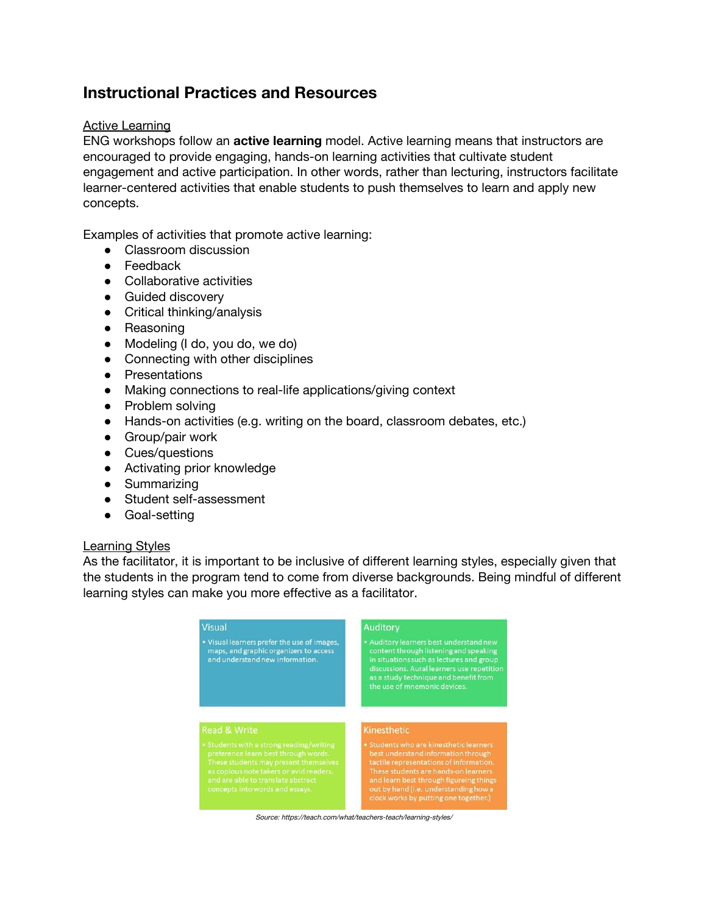## Instructional Practices and Resources

Active Learning

ENG workshops follow an **active learning** model. Active learning means that instructors are encouraged to provide engaging, hands-on learning activities that cultivate student engagement and active participation. In other words, rather than lecturing, instructors facilitate learner-centered activities that enable students to push themselves to learn and apply new concepts.

Examples of activities that promote active learning:

- Classroom discussion
- Feedback
- Collaborative activities
- Guided discovery
- Critical thinking/analysis
- Reasoning
- Modeling (I do, you do, we do)
- Connecting with other disciplines
- Presentations
- Making connections to real-life applications/giving context
- Problem solving
- Hands-on activities (e.g. writing on the board, classroom debates, etc.)
- Group/pair work
- Cues/questions
- Activating prior knowledge
- Summarizing
- Student self-assessment
- Goal-setting

Learning Styles

As the facilitator, it is important to be inclusive of different learning styles, especially given that the students in the program tend to come from diverse backgrounds. Being mindful of different learning styles can make you more effective as a facilitator.

| Visual | Auditory |
| --- | --- |
| • Visual learners prefer the use of images, maps, and graphic organizers to access and understand new information. | • Auditory learners best understand new content through listening and speaking in situations such as lectures and group discussions. Aural learners use repetition as a study technique and benefit from the use of mnemonic devices. |
| **Read & Write** | **Kinesthetic** |
| • Students with a strong reading/writing preference learn best through words. These students may present themselves as copious note takers or avid readers, and are able to translate abstract concepts into words and essays. | • Students who are kinesthetic learners best understand information through tactile representations of information. These students are hands-on learners and learn best through figureing things out by hand (i.e. understanding how a clock works by putting one together.) |

*Source: https://teach.com/what/teachers-teach/learning-styles/*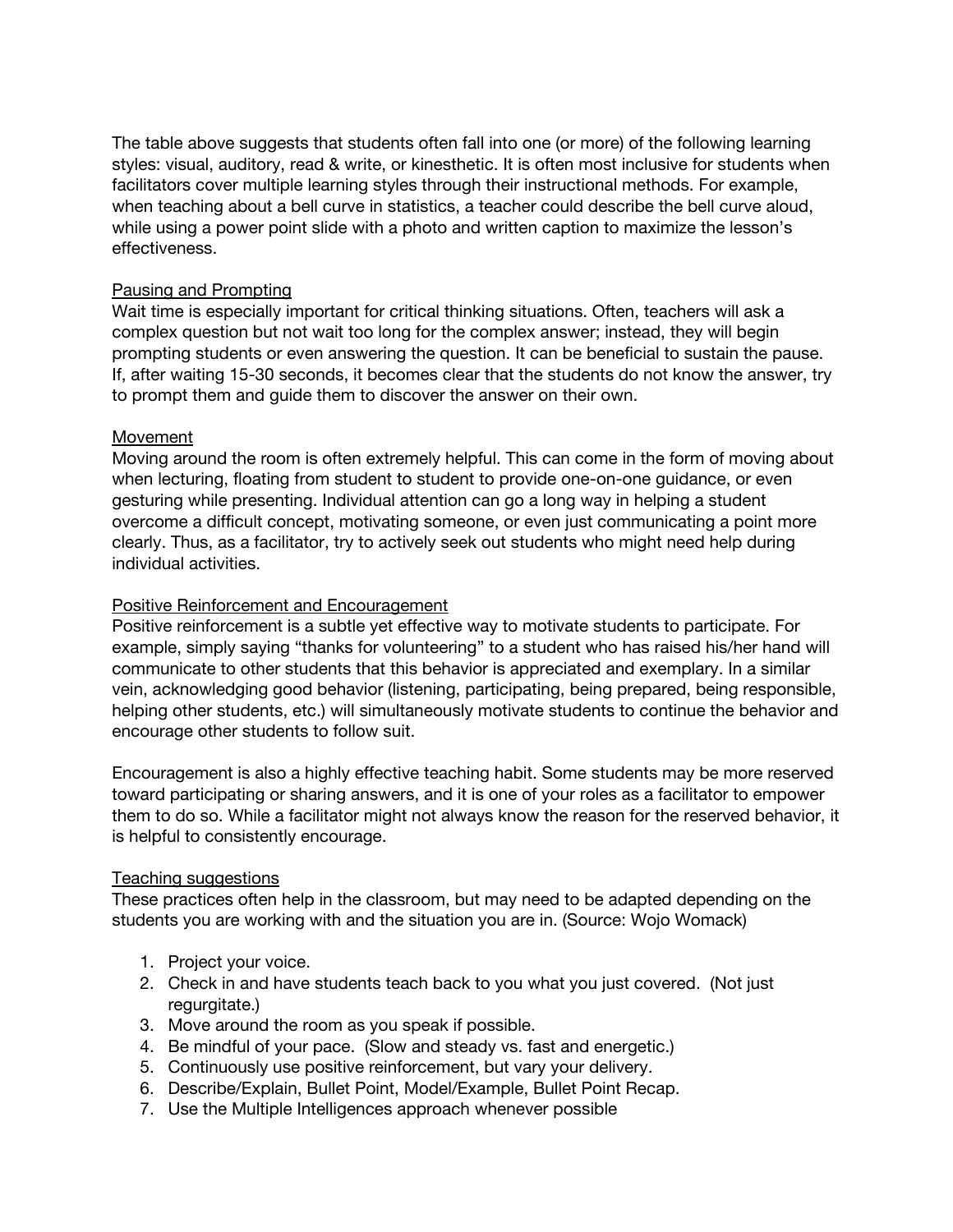The table above suggests that students often fall into one (or more) of the following learning styles: visual, auditory, read & write, or kinesthetic. It is often most inclusive for students when facilitators cover multiple learning styles through their instructional methods. For example, when teaching about a bell curve in statistics, a teacher could describe the bell curve aloud, while using a power point slide with a photo and written caption to maximize the lesson's effectiveness.

<u>Pausing and Prompting</u>

Wait time is especially important for critical thinking situations. Often, teachers will ask a complex question but not wait too long for the complex answer; instead, they will begin prompting students or even answering the question. It can be beneficial to sustain the pause. If, after waiting 15-30 seconds, it becomes clear that the students do not know the answer, try to prompt them and guide them to discover the answer on their own.

<u>Movement</u>

Moving around the room is often extremely helpful. This can come in the form of moving about when lecturing, floating from student to student to provide one-on-one guidance, or even gesturing while presenting. Individual attention can go a long way in helping a student overcome a difficult concept, motivating someone, or even just communicating a point more clearly. Thus, as a facilitator, try to actively seek out students who might need help during individual activities.

<u>Positive Reinforcement and Encouragement</u>

Positive reinforcement is a subtle yet effective way to motivate students to participate. For example, simply saying "thanks for volunteering" to a student who has raised his/her hand will communicate to other students that this behavior is appreciated and exemplary. In a similar vein, acknowledging good behavior (listening, participating, being prepared, being responsible, helping other students, etc.) will simultaneously motivate students to continue the behavior and encourage other students to follow suit.

Encouragement is also a highly effective teaching habit. Some students may be more reserved toward participating or sharing answers, and it is one of your roles as a facilitator to empower them to do so. While a facilitator might not always know the reason for the reserved behavior, it is helpful to consistently encourage.

<u>Teaching suggestions</u>

These practices often help in the classroom, but may need to be adapted depending on the students you are working with and the situation you are in. (Source: Wojo Womack)

1. Project your voice.
2. Check in and have students teach back to you what you just covered. (Not just regurgitate.)
3. Move around the room as you speak if possible.
4. Be mindful of your pace. (Slow and steady vs. fast and energetic.)
5. Continuously use positive reinforcement, but vary your delivery.
6. Describe/Explain, Bullet Point, Model/Example, Bullet Point Recap.
7. Use the Multiple Intelligences approach whenever possible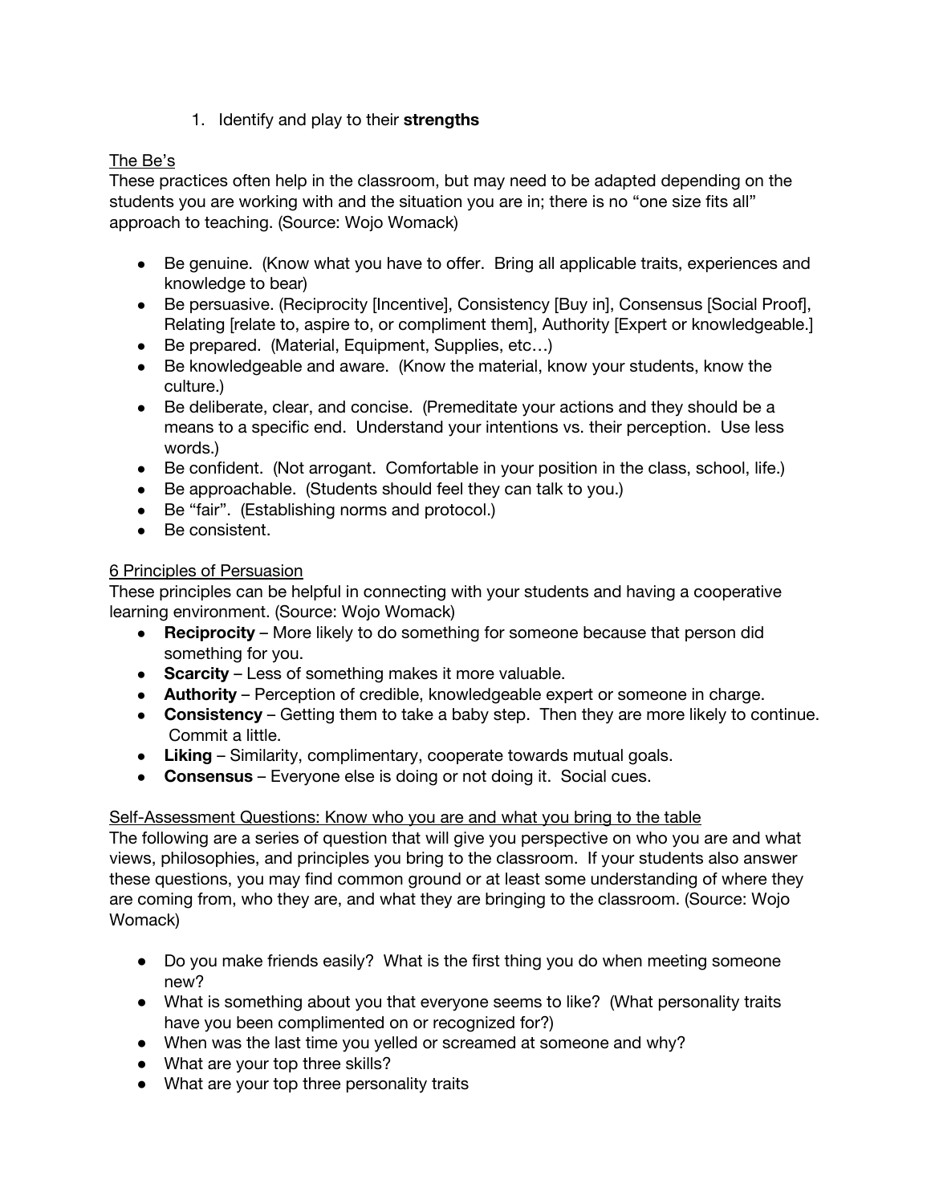1. Identify and play to their **strengths**

<u>The Be's</u>

These practices often help in the classroom, but may need to be adapted depending on the students you are working with and the situation you are in; there is no "one size fits all" approach to teaching. (Source: Wojo Womack)

- Be genuine. (Know what you have to offer. Bring all applicable traits, experiences and knowledge to bear)
- Be persuasive. (Reciprocity [Incentive], Consistency [Buy in], Consensus [Social Proof], Relating [relate to, aspire to, or compliment them], Authority [Expert or knowledgeable.]
- Be prepared. (Material, Equipment, Supplies, etc…)
- Be knowledgeable and aware. (Know the material, know your students, know the culture.)
- Be deliberate, clear, and concise. (Premeditate your actions and they should be a means to a specific end. Understand your intentions vs. their perception. Use less words.)
- Be confident. (Not arrogant. Comfortable in your position in the class, school, life.)
- Be approachable. (Students should feel they can talk to you.)
- Be "fair". (Establishing norms and protocol.)
- Be consistent.

<u>6 Principles of Persuasion</u>

These principles can be helpful in connecting with your students and having a cooperative learning environment. (Source: Wojo Womack)

- **Reciprocity** – More likely to do something for someone because that person did something for you.
- **Scarcity** – Less of something makes it more valuable.
- **Authority** – Perception of credible, knowledgeable expert or someone in charge.
- **Consistency** – Getting them to take a baby step. Then they are more likely to continue. Commit a little.
- **Liking** – Similarity, complimentary, cooperate towards mutual goals.
- **Consensus** – Everyone else is doing or not doing it. Social cues.

<u>Self-Assessment Questions: Know who you are and what you bring to the table</u>

The following are a series of question that will give you perspective on who you are and what views, philosophies, and principles you bring to the classroom. If your students also answer these questions, you may find common ground or at least some understanding of where they are coming from, who they are, and what they are bringing to the classroom. (Source: Wojo Womack)

- Do you make friends easily? What is the first thing you do when meeting someone new?
- What is something about you that everyone seems to like? (What personality traits have you been complimented on or recognized for?)
- When was the last time you yelled or screamed at someone and why?
- What are your top three skills?
- What are your top three personality traits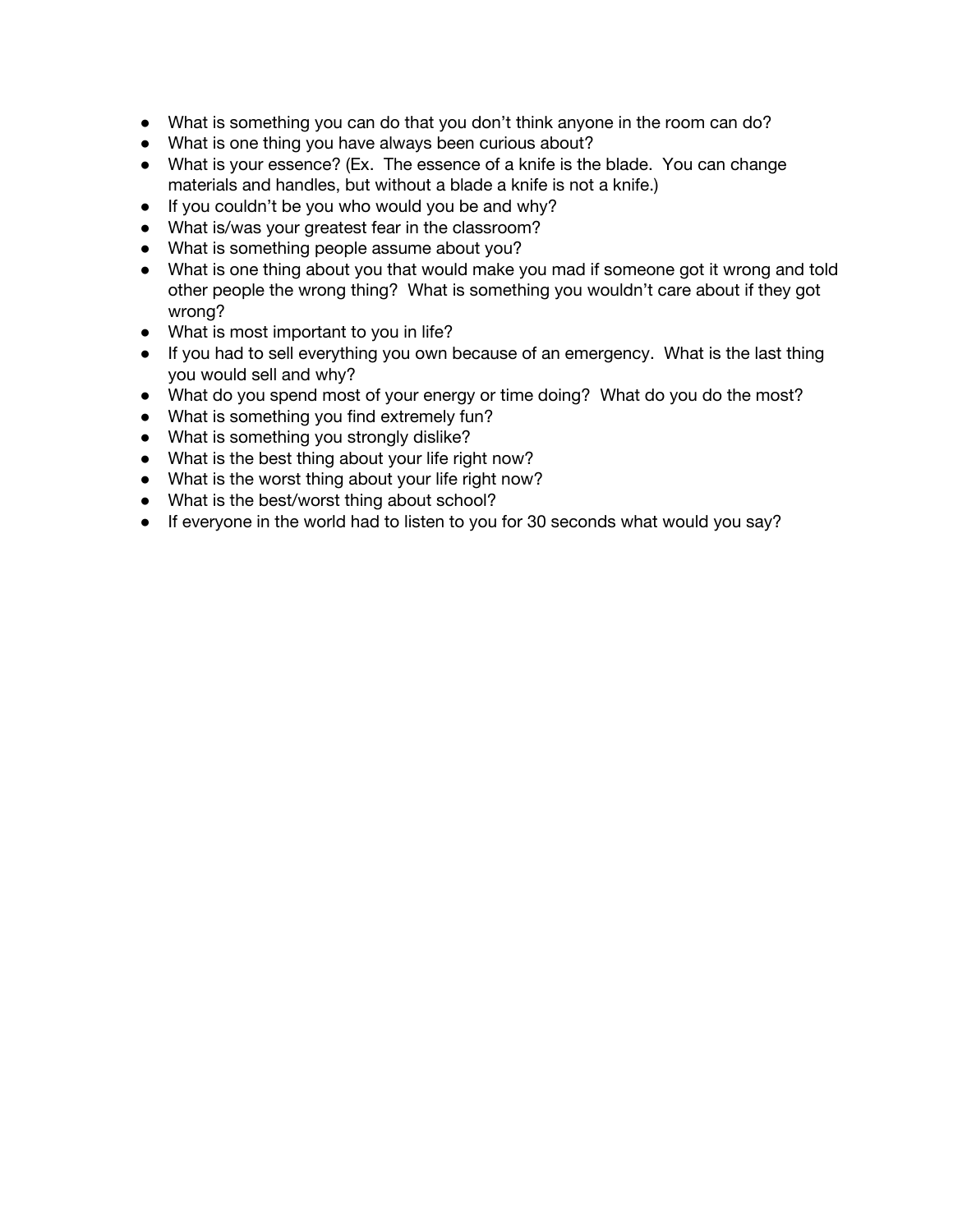- What is something you can do that you don't think anyone in the room can do?
- What is one thing you have always been curious about?
- What is your essence? (Ex. The essence of a knife is the blade. You can change materials and handles, but without a blade a knife is not a knife.)
- If you couldn't be you who would you be and why?
- What is/was your greatest fear in the classroom?
- What is something people assume about you?
- What is one thing about you that would make you mad if someone got it wrong and told other people the wrong thing? What is something you wouldn't care about if they got wrong?
- What is most important to you in life?
- If you had to sell everything you own because of an emergency. What is the last thing you would sell and why?
- What do you spend most of your energy or time doing? What do you do the most?
- What is something you find extremely fun?
- What is something you strongly dislike?
- What is the best thing about your life right now?
- What is the worst thing about your life right now?
- What is the best/worst thing about school?
- If everyone in the world had to listen to you for 30 seconds what would you say?